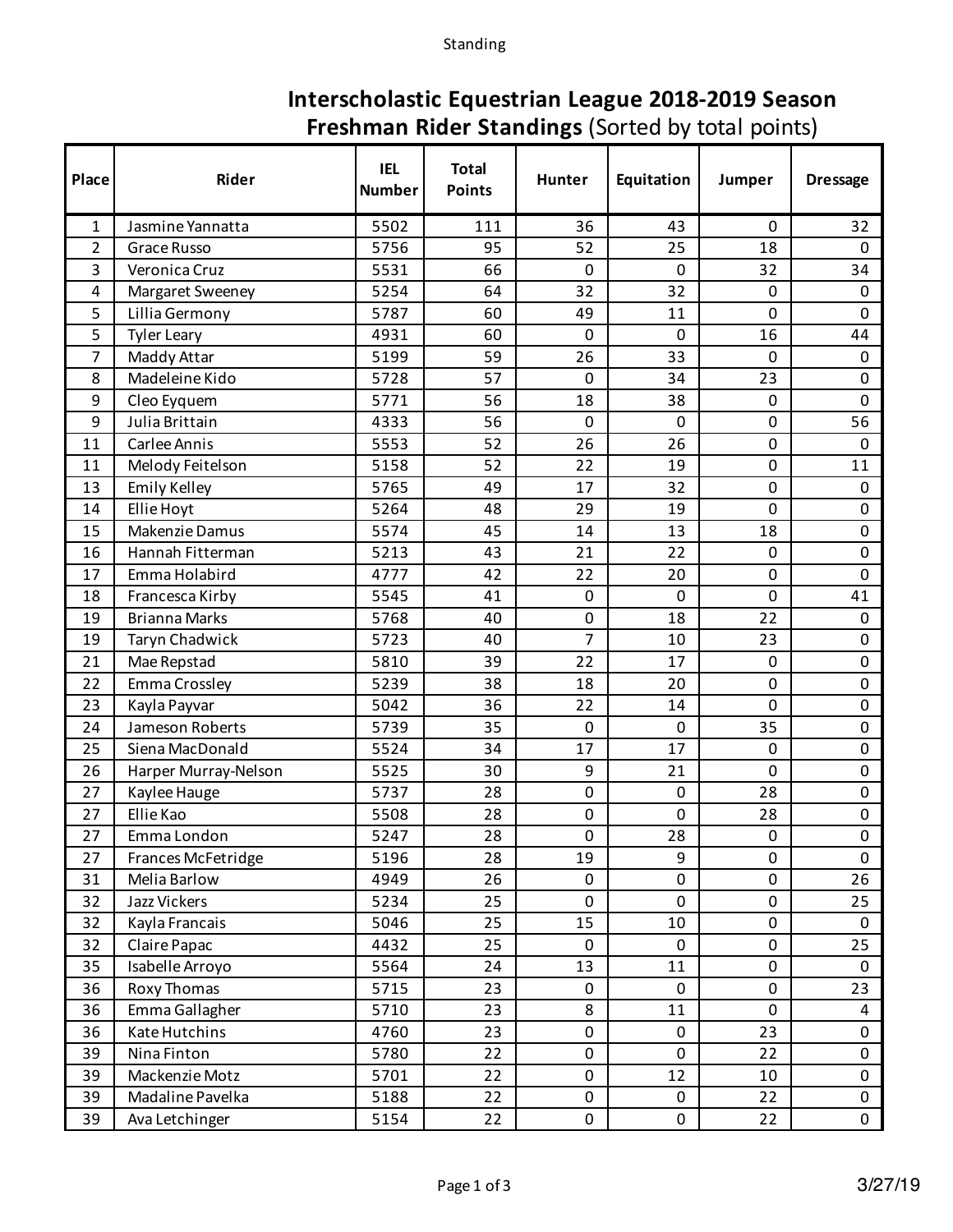# Interscholastic Equestrian League 2018-2019 Season

## Freshman Rider Standings (Sorted by total points)

| Place | Rider | IEL Number | Total Points | Hunter | Equitation | Jumper | Dressage |
|---|---|---|---|---|---|---|---|
| 1 | Jasmine Yannatta | 5502 | 111 | 36 | 43 | 0 | 32 |
| 2 | Grace Russo | 5756 | 95 | 52 | 25 | 18 | 0 |
| 3 | Veronica Cruz | 5531 | 66 | 0 | 0 | 32 | 34 |
| 4 | Margaret Sweeney | 5254 | 64 | 32 | 32 | 0 | 0 |
| 5 | Lillia Germony | 5787 | 60 | 49 | 11 | 0 | 0 |
| 5 | Tyler Leary | 4931 | 60 | 0 | 0 | 16 | 44 |
| 7 | Maddy Attar | 5199 | 59 | 26 | 33 | 0 | 0 |
| 8 | Madeleine Kido | 5728 | 57 | 0 | 34 | 23 | 0 |
| 9 | Cleo Eyquem | 5771 | 56 | 18 | 38 | 0 | 0 |
| 9 | Julia Brittain | 4333 | 56 | 0 | 0 | 0 | 56 |
| 11 | Carlee Annis | 5553 | 52 | 26 | 26 | 0 | 0 |
| 11 | Melody Feitelson | 5158 | 52 | 22 | 19 | 0 | 11 |
| 13 | Emily Kelley | 5765 | 49 | 17 | 32 | 0 | 0 |
| 14 | Ellie Hoyt | 5264 | 48 | 29 | 19 | 0 | 0 |
| 15 | Makenzie Damus | 5574 | 45 | 14 | 13 | 18 | 0 |
| 16 | Hannah Fitterman | 5213 | 43 | 21 | 22 | 0 | 0 |
| 17 | Emma Holabird | 4777 | 42 | 22 | 20 | 0 | 0 |
| 18 | Francesca Kirby | 5545 | 41 | 0 | 0 | 0 | 41 |
| 19 | Brianna Marks | 5768 | 40 | 0 | 18 | 22 | 0 |
| 19 | Taryn Chadwick | 5723 | 40 | 7 | 10 | 23 | 0 |
| 21 | Mae Repstad | 5810 | 39 | 22 | 17 | 0 | 0 |
| 22 | Emma Crossley | 5239 | 38 | 18 | 20 | 0 | 0 |
| 23 | Kayla Payvar | 5042 | 36 | 22 | 14 | 0 | 0 |
| 24 | Jameson Roberts | 5739 | 35 | 0 | 0 | 35 | 0 |
| 25 | Siena MacDonald | 5524 | 34 | 17 | 17 | 0 | 0 |
| 26 | Harper Murray-Nelson | 5525 | 30 | 9 | 21 | 0 | 0 |
| 27 | Kaylee Hauge | 5737 | 28 | 0 | 0 | 28 | 0 |
| 27 | Ellie Kao | 5508 | 28 | 0 | 0 | 28 | 0 |
| 27 | Emma London | 5247 | 28 | 0 | 28 | 0 | 0 |
| 27 | Frances McFetridge | 5196 | 28 | 19 | 9 | 0 | 0 |
| 31 | Melia Barlow | 4949 | 26 | 0 | 0 | 0 | 26 |
| 32 | Jazz Vickers | 5234 | 25 | 0 | 0 | 0 | 25 |
| 32 | Kayla Francais | 5046 | 25 | 15 | 10 | 0 | 0 |
| 32 | Claire Papac | 4432 | 25 | 0 | 0 | 0 | 25 |
| 35 | Isabelle Arroyo | 5564 | 24 | 13 | 11 | 0 | 0 |
| 36 | Roxy Thomas | 5715 | 23 | 0 | 0 | 0 | 23 |
| 36 | Emma Gallagher | 5710 | 23 | 8 | 11 | 0 | 4 |
| 36 | Kate Hutchins | 4760 | 23 | 0 | 0 | 23 | 0 |
| 39 | Nina Finton | 5780 | 22 | 0 | 0 | 22 | 0 |
| 39 | Mackenzie Motz | 5701 | 22 | 0 | 12 | 10 | 0 |
| 39 | Madaline Pavelka | 5188 | 22 | 0 | 0 | 22 | 0 |
| 39 | Ava Letchinger | 5154 | 22 | 0 | 0 | 22 | 0 |

3/27/19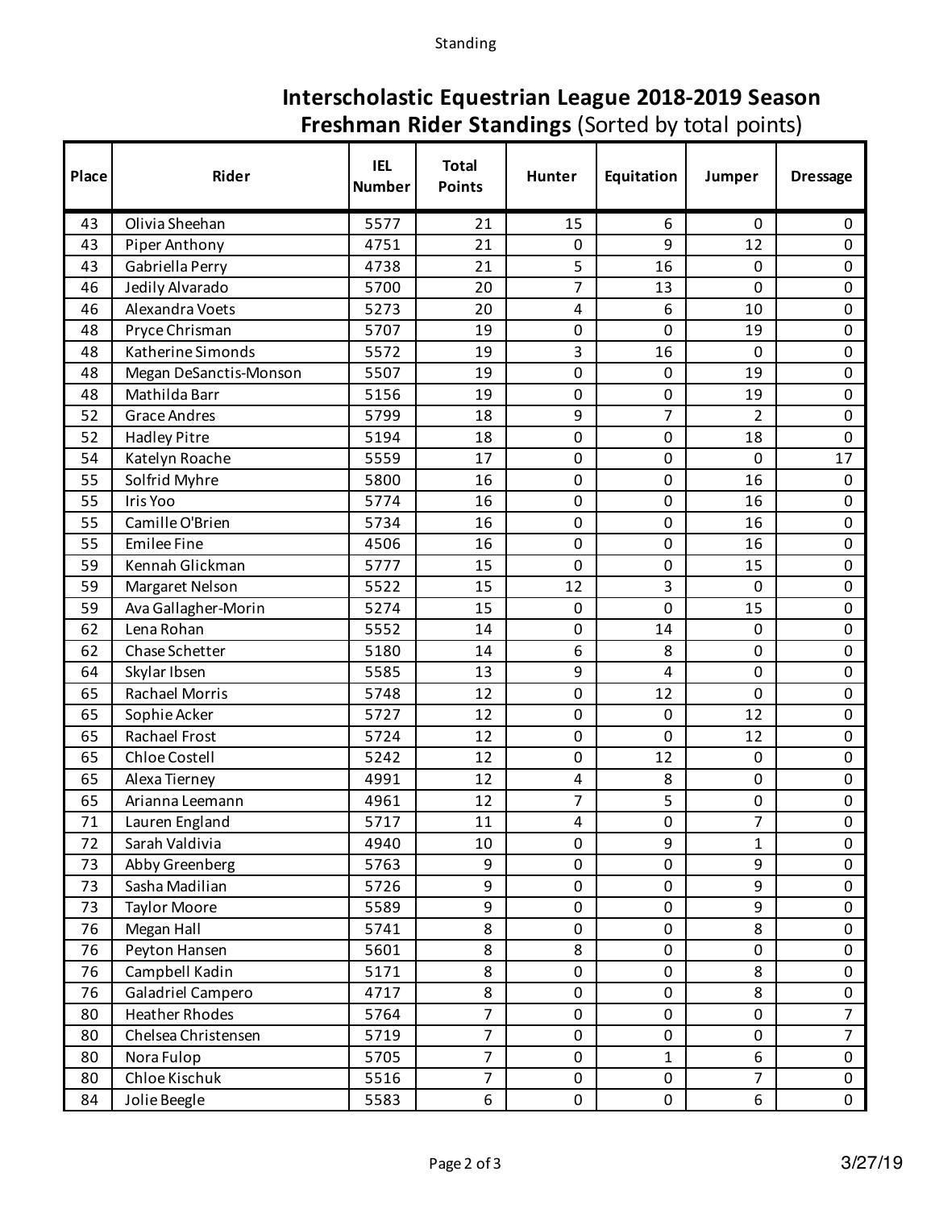# Interscholastic Equestrian League 2018-2019 Season
## **Freshman Rider Standings** (Sorted by total points)

| Place | Rider | IEL Number | Total Points | Hunter | Equitation | Jumper | Dressage |
|---|---|---|---|---|---|---|---|
| 43 | Olivia Sheehan | 5577 | 21 | 15 | 6 | 0 | 0 |
| 43 | Piper Anthony | 4751 | 21 | 0 | 9 | 12 | 0 |
| 43 | Gabriella Perry | 4738 | 21 | 5 | 16 | 0 | 0 |
| 46 | Jedily Alvarado | 5700 | 20 | 7 | 13 | 0 | 0 |
| 46 | Alexandra Voets | 5273 | 20 | 4 | 6 | 10 | 0 |
| 48 | Pryce Chrisman | 5707 | 19 | 0 | 0 | 19 | 0 |
| 48 | Katherine Simonds | 5572 | 19 | 3 | 16 | 0 | 0 |
| 48 | Megan DeSanctis-Monson | 5507 | 19 | 0 | 0 | 19 | 0 |
| 48 | Mathilda Barr | 5156 | 19 | 0 | 0 | 19 | 0 |
| 52 | Grace Andres | 5799 | 18 | 9 | 7 | 2 | 0 |
| 52 | Hadley Pitre | 5194 | 18 | 0 | 0 | 18 | 0 |
| 54 | Katelyn Roache | 5559 | 17 | 0 | 0 | 0 | 17 |
| 55 | Solfrid Myhre | 5800 | 16 | 0 | 0 | 16 | 0 |
| 55 | Iris Yoo | 5774 | 16 | 0 | 0 | 16 | 0 |
| 55 | Camille O'Brien | 5734 | 16 | 0 | 0 | 16 | 0 |
| 55 | Emilee Fine | 4506 | 16 | 0 | 0 | 16 | 0 |
| 59 | Kennah Glickman | 5777 | 15 | 0 | 0 | 15 | 0 |
| 59 | Margaret Nelson | 5522 | 15 | 12 | 3 | 0 | 0 |
| 59 | Ava Gallagher-Morin | 5274 | 15 | 0 | 0 | 15 | 0 |
| 62 | Lena Rohan | 5552 | 14 | 0 | 14 | 0 | 0 |
| 62 | Chase Schetter | 5180 | 14 | 6 | 8 | 0 | 0 |
| 64 | Skylar Ibsen | 5585 | 13 | 9 | 4 | 0 | 0 |
| 65 | Rachael Morris | 5748 | 12 | 0 | 12 | 0 | 0 |
| 65 | Sophie Acker | 5727 | 12 | 0 | 0 | 12 | 0 |
| 65 | Rachael Frost | 5724 | 12 | 0 | 0 | 12 | 0 |
| 65 | Chloe Costell | 5242 | 12 | 0 | 12 | 0 | 0 |
| 65 | Alexa Tierney | 4991 | 12 | 4 | 8 | 0 | 0 |
| 65 | Arianna Leemann | 4961 | 12 | 7 | 5 | 0 | 0 |
| 71 | Lauren England | 5717 | 11 | 4 | 0 | 7 | 0 |
| 72 | Sarah Valdivia | 4940 | 10 | 0 | 9 | 1 | 0 |
| 73 | Abby Greenberg | 5763 | 9 | 0 | 0 | 9 | 0 |
| 73 | Sasha Madilian | 5726 | 9 | 0 | 0 | 9 | 0 |
| 73 | Taylor Moore | 5589 | 9 | 0 | 0 | 9 | 0 |
| 76 | Megan Hall | 5741 | 8 | 0 | 0 | 8 | 0 |
| 76 | Peyton Hansen | 5601 | 8 | 8 | 0 | 0 | 0 |
| 76 | Campbell Kadin | 5171 | 8 | 0 | 0 | 8 | 0 |
| 76 | Galadriel Campero | 4717 | 8 | 0 | 0 | 8 | 0 |
| 80 | Heather Rhodes | 5764 | 7 | 0 | 0 | 0 | 7 |
| 80 | Chelsea Christensen | 5719 | 7 | 0 | 0 | 0 | 7 |
| 80 | Nora Fulop | 5705 | 7 | 0 | 1 | 6 | 0 |
| 80 | Chloe Kischuk | 5516 | 7 | 0 | 0 | 7 | 0 |
| 84 | Jolie Beegle | 5583 | 6 | 0 | 0 | 6 | 0 |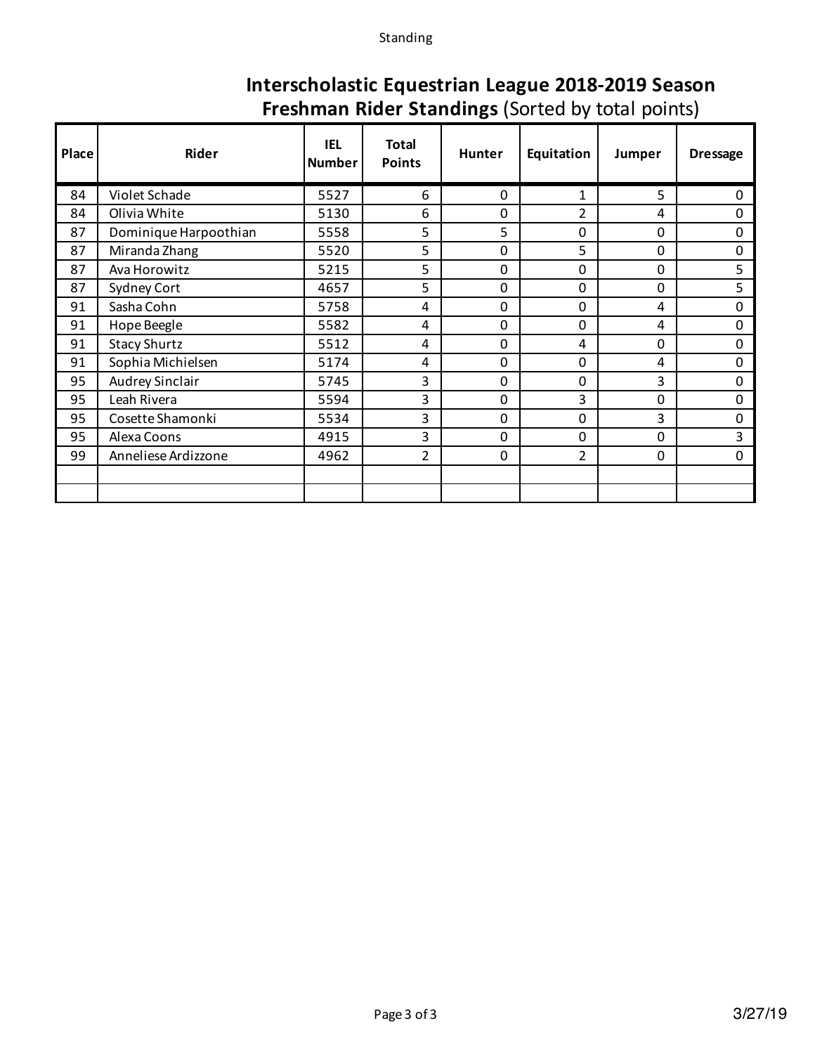# Interscholastic Equestrian League 2018-2019 Season

## **Freshman Rider Standings** (Sorted by total points)

| Place | Rider | IEL Number | Total Points | Hunter | Equitation | Jumper | Dressage |
|---|---|---|---|---|---|---|---|
| 84 | Violet Schade | 5527 | 6 | 0 | 1 | 5 | 0 |
| 84 | Olivia White | 5130 | 6 | 0 | 2 | 4 | 0 |
| 87 | Dominique Harpoothian | 5558 | 5 | 5 | 0 | 0 | 0 |
| 87 | Miranda Zhang | 5520 | 5 | 0 | 5 | 0 | 0 |
| 87 | Ava Horowitz | 5215 | 5 | 0 | 0 | 0 | 5 |
| 87 | Sydney Cort | 4657 | 5 | 0 | 0 | 0 | 5 |
| 91 | Sasha Cohn | 5758 | 4 | 0 | 0 | 4 | 0 |
| 91 | Hope Beegle | 5582 | 4 | 0 | 0 | 4 | 0 |
| 91 | Stacy Shurtz | 5512 | 4 | 0 | 4 | 0 | 0 |
| 91 | Sophia Michielsen | 5174 | 4 | 0 | 0 | 4 | 0 |
| 95 | Audrey Sinclair | 5745 | 3 | 0 | 0 | 3 | 0 |
| 95 | Leah Rivera | 5594 | 3 | 0 | 3 | 0 | 0 |
| 95 | Cosette Shamonki | 5534 | 3 | 0 | 0 | 3 | 0 |
| 95 | Alexa Coons | 4915 | 3 | 0 | 0 | 0 | 3 |
| 99 | Anneliese Ardizzone | 4962 | 2 | 0 | 2 | 0 | 0 |
| | | | | | | | |
| | | | | | | | |